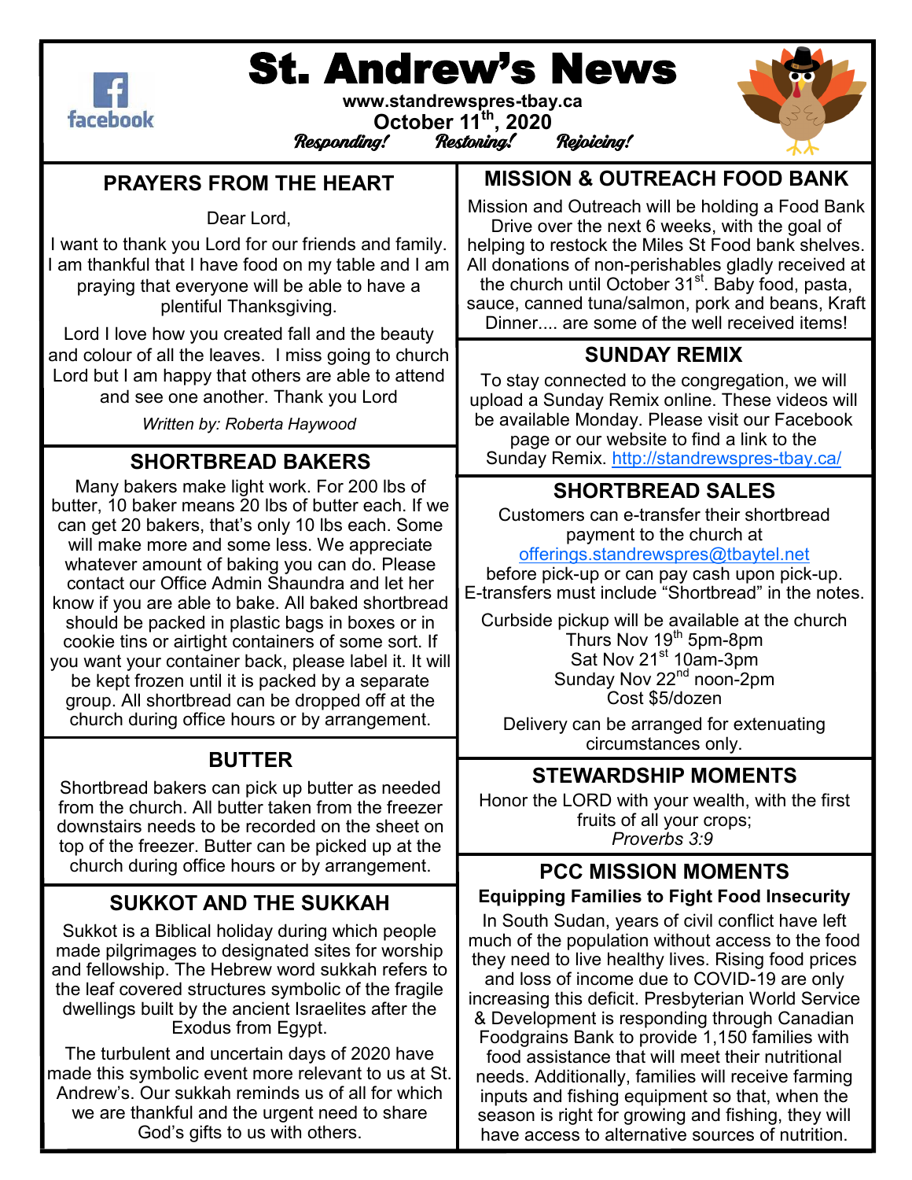# St. Andrew's News

**www.standrewspres-tbay.ca**

**October 11th, 2020**

*Responding! Restoring! Rejoicing!*

## PRAYERS FROM THE HEART

Dear Lord,

I want to thank you Lord for our friends and family. I am thankful that I have food on my table and I am praying that everyone will be able to have a plentiful Thanksgiving.

Lord I love how you created fall and the beauty and colour of all the leaves. I miss going to church Lord but I am happy that others are able to attend and see one another. Thank you Lord

*Written by: Roberta Haywood*

## SHORTBREAD BAKERS

Many bakers make light work. For 200 lbs of butter, 10 baker means 20 lbs of butter each. If we can get 20 bakers, that's only 10 lbs each. Some will make more and some less. We appreciate whatever amount of baking you can do. Please contact our Office Admin Shaundra and let her know if you are able to bake. All baked shortbread should be packed in plastic bags in boxes or in cookie tins or airtight containers of some sort. If you want your container back, please label it. It will be kept frozen until it is packed by a separate group. All shortbread can be dropped off at the church during office hours or by arrangement.

## BUTTER

Shortbread bakers can pick up butter as needed from the church. All butter taken from the freezer downstairs needs to be recorded on the sheet on top of the freezer. Butter can be picked up at the church during office hours or by arrangement.

## SUKKOT AND THE SUKKAH

Sukkot is a Biblical holiday during which people made pilgrimages to designated sites for worship and fellowship. The Hebrew word sukkah refers to the leaf covered structures symbolic of the fragile dwellings built by the ancient Israelites after the Exodus from Egypt.

The turbulent and uncertain days of 2020 have made this symbolic event more relevant to us at St. Andrew's. Our sukkah reminds us of all for which we are thankful and the urgent need to share God's gifts to us with others.

## MISSION & OUTREACH FOOD BANK

Mission and Outreach will be holding a Food Bank Drive over the next 6 weeks, with the goal of helping to restock the Miles St Food bank shelves. All donations of non-perishables gladly received at the church until October 31st. Baby food, pasta, sauce, canned tuna/salmon, pork and beans, Kraft Dinner.... are some of the well received items!

## SUNDAY REMIX

To stay connected to the congregation, we will upload a Sunday Remix online. These videos will be available Monday. Please visit our Facebook page or our website to find a link to the Sunday Remix. http://standrewspres-tbay.ca/

## SHORTBREAD SALES

Customers can e-transfer their shortbread payment to the church at offerings.standrewspres@tbaytel.net before pick-up or can pay cash upon pick-up. E-transfers must include "Shortbread" in the notes.

Curbside pickup will be available at the church
Thurs Nov 19th 5pm-8pm
Sat Nov 21st 10am-3pm
Sunday Nov 22nd noon-2pm
Cost $5/dozen

Delivery can be arranged for extenuating circumstances only.

## STEWARDSHIP MOMENTS

Honor the LORD with your wealth, with the first fruits of all your crops;
*Proverbs 3:9*

## PCC MISSION MOMENTS

**Equipping Families to Fight Food Insecurity**

In South Sudan, years of civil conflict have left much of the population without access to the food they need to live healthy lives. Rising food prices and loss of income due to COVID-19 are only increasing this deficit. Presbyterian World Service & Development is responding through Canadian Foodgrains Bank to provide 1,150 families with food assistance that will meet their nutritional needs. Additionally, families will receive farming inputs and fishing equipment so that, when the season is right for growing and fishing, they will have access to alternative sources of nutrition.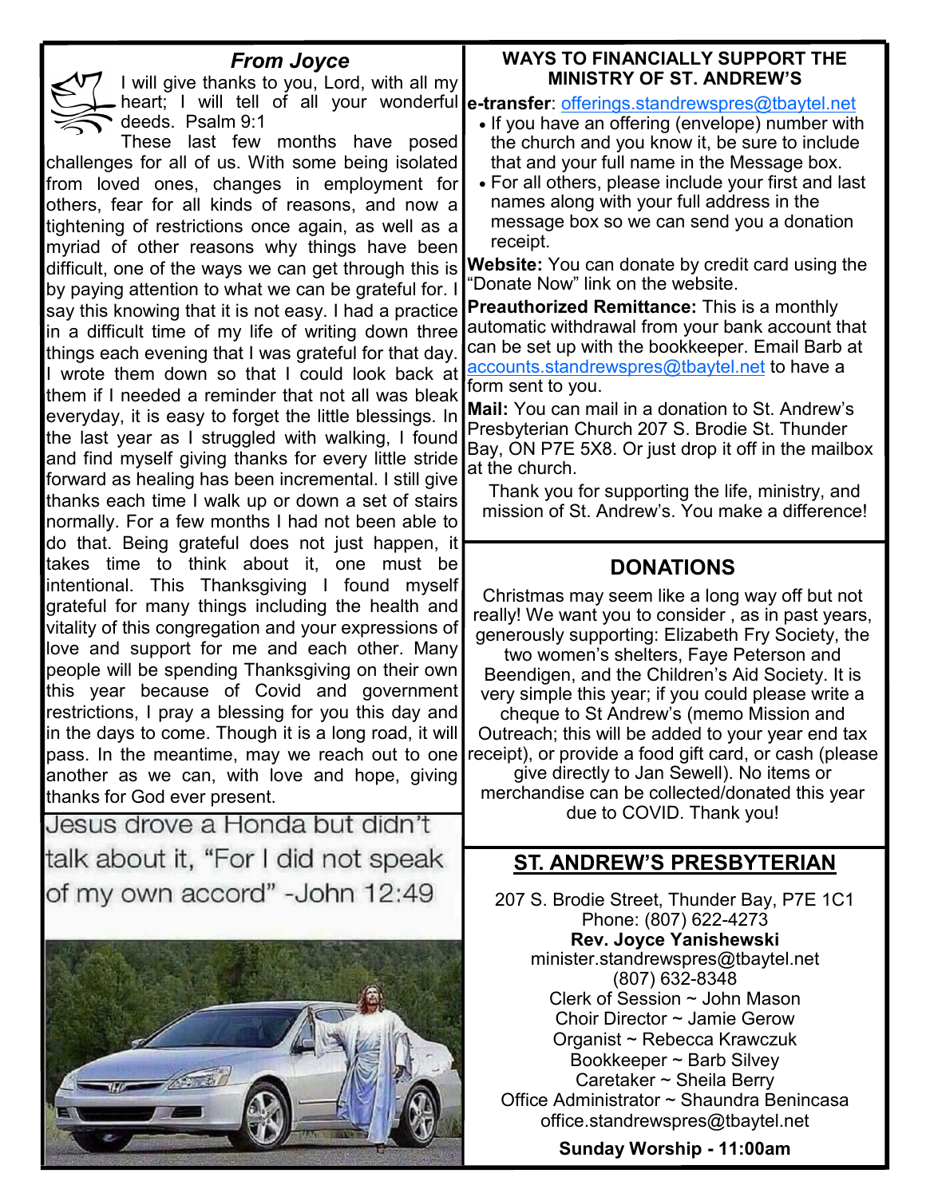## *From Joyce*

I will give thanks to you, Lord, with all my heart; I will tell of all your wonderful deeds. Psalm 9:1

These last few months have posed challenges for all of us. With some being isolated from loved ones, changes in employment for others, fear for all kinds of reasons, and now a tightening of restrictions once again, as well as a myriad of other reasons why things have been difficult, one of the ways we can get through this is by paying attention to what we can be grateful for. I say this knowing that it is not easy. I had a practice in a difficult time of my life of writing down three things each evening that I was grateful for that day. I wrote them down so that I could look back at them if I needed a reminder that not all was bleak everyday, it is easy to forget the little blessings. In the last year as I struggled with walking, I found and find myself giving thanks for every little stride forward as healing has been incremental. I still give thanks each time I walk up or down a set of stairs normally. For a few months I had not been able to do that. Being grateful does not just happen, it takes time to think about it, one must be intentional. This Thanksgiving I found myself grateful for many things including the health and vitality of this congregation and your expressions of love and support for me and each other. Many people will be spending Thanksgiving on their own this year because of Covid and government restrictions, I pray a blessing for you this day and in the days to come. Though it is a long road, it will pass. In the meantime, may we reach out to one another as we can, with love and hope, giving thanks for God ever present.

Jesus drove a Honda but didn't talk about it, "For I did not speak of my own accord" -John 12:49

## WAYS TO FINANCIALLY SUPPORT THE MINISTRY OF ST. ANDREW'S

**e-transfer**: offerings.standrewspres@tbaytel.net

- If you have an offering (envelope) number with the church and you know it, be sure to include that and your full name in the Message box.
- For all others, please include your first and last names along with your full address in the message box so we can send you a donation receipt.

**Website:** You can donate by credit card using the "Donate Now" link on the website.

**Preauthorized Remittance:** This is a monthly automatic withdrawal from your bank account that can be set up with the bookkeeper. Email Barb at accounts.standrewspres@tbaytel.net to have a form sent to you.

**Mail:** You can mail in a donation to St. Andrew's Presbyterian Church 207 S. Brodie St. Thunder Bay, ON P7E 5X8. Or just drop it off in the mailbox at the church.

Thank you for supporting the life, ministry, and mission of St. Andrew's. You make a difference!

## DONATIONS

Christmas may seem like a long way off but not really! We want you to consider , as in past years, generously supporting: Elizabeth Fry Society, the two women's shelters, Faye Peterson and Beendigen, and the Children's Aid Society. It is very simple this year; if you could please write a cheque to St Andrew's (memo Mission and Outreach; this will be added to your year end tax receipt), or provide a food gift card, or cash (please give directly to Jan Sewell). No items or merchandise can be collected/donated this year due to COVID. Thank you!

## ST. ANDREW'S PRESBYTERIAN

207 S. Brodie Street, Thunder Bay, P7E 1C1
Phone: (807) 622-4273
**Rev. Joyce Yanishewski**
minister.standrewspres@tbaytel.net
(807) 632-8348
Clerk of Session ~ John Mason
Choir Director ~ Jamie Gerow
Organist ~ Rebecca Krawczuk
Bookkeeper ~ Barb Silvey
Caretaker ~ Sheila Berry
Office Administrator ~ Shaundra Benincasa
office.standrewspres@tbaytel.net

**Sunday Worship - 11:00am**